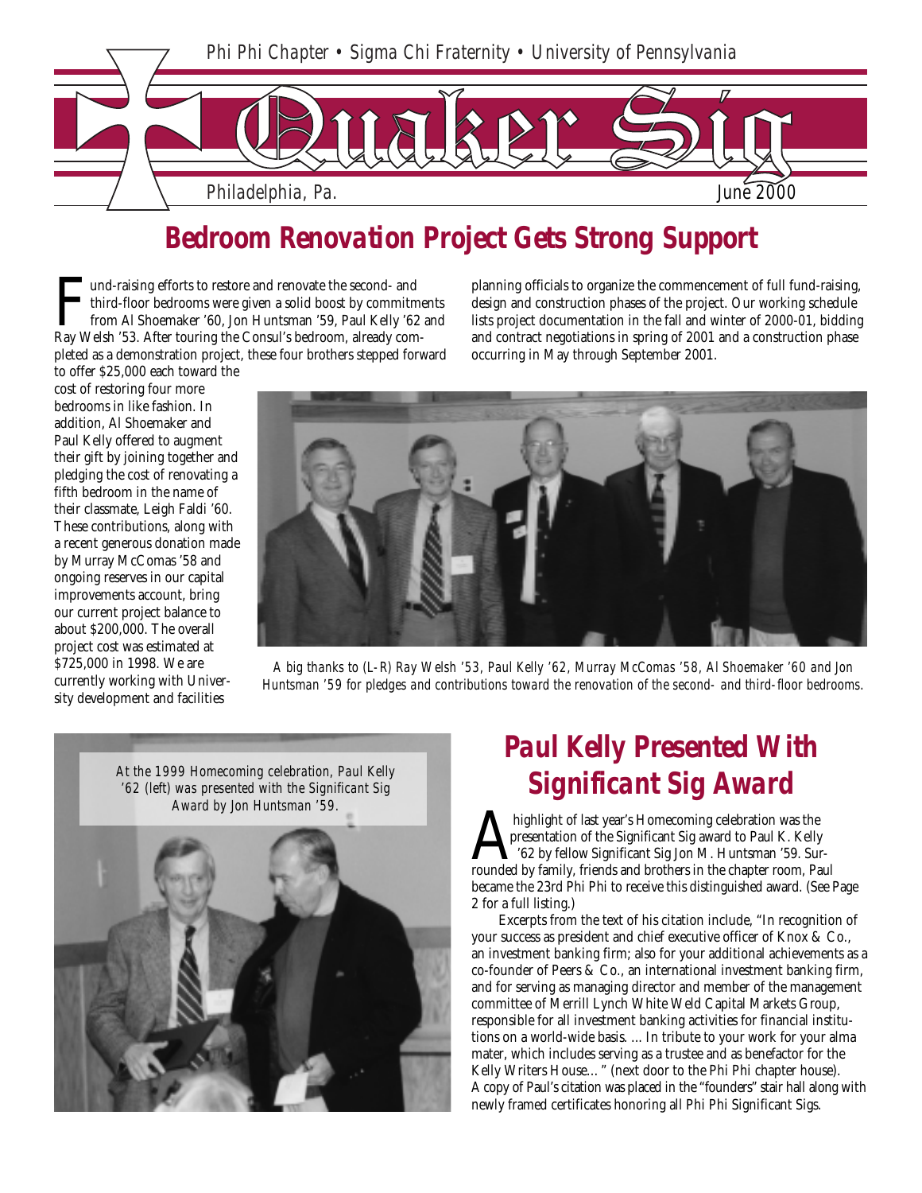Phi Phi Chapter • Sigma Chi Fraternity • University of Pennsylvania

# Quaker Sig

Philadelphia, Pa. June 2000

## Bedroom Renovation Project Gets Strong Support

Fund-raising efforts to restore and renovate the second- and third-floor bedrooms were given a solid boost by commitments from Al Shoemaker '60, Jon Huntsman '59, Paul Kelly '62 and Ray Welsh '53. After touring the Consul's bedroom, already completed as a demonstration project, these four brothers stepped forward to offer $25,000 each toward the cost of restoring four more bedrooms in like fashion. In addition, Al Shoemaker and Paul Kelly offered to augment their gift by joining together and pledging the cost of renovating a fifth bedroom in the name of their classmate, Leigh Faldi '60. These contributions, along with a recent generous donation made by Murray McComas '58 and ongoing reserves in our capital improvements account, bring our current project balance to about $200,000. The overall project cost was estimated at $725,000 in 1998. We are currently working with University development and facilities planning officials to organize the commencement of full fund-raising, design and construction phases of the project. Our working schedule lists project documentation in the fall and winter of 2000-01, bidding and contract negotiations in spring of 2001 and a construction phase occurring in May through September 2001.

*A big thanks to (L-R) Ray Welsh '53, Paul Kelly '62, Murray McComas '58, Al Shoemaker '60 and Jon Huntsman '59 for pledges and contributions toward the renovation of the second- and third-floor bedrooms.*

*At the 1999 Homecoming celebration, Paul Kelly '62 (left) was presented with the Significant Sig Award by Jon Huntsman '59.*

## Paul Kelly Presented With Significant Sig Award

A highlight of last year's Homecoming celebration was the presentation of the Significant Sig award to Paul K. Kelly '62 by fellow Significant Sig Jon M. Huntsman '59. Surrounded by family, friends and brothers in the chapter room, Paul became the 23rd Phi Phi to receive this distinguished award. (See Page 2 for a full listing.)

Excerpts from the text of his citation include, "In recognition of your success as president and chief executive officer of Knox & Co., an investment banking firm; also for your additional achievements as a co-founder of Peers & Co., an international investment banking firm, and for serving as managing director and member of the management committee of Merrill Lynch White Weld Capital Markets Group, responsible for all investment banking activities for financial institutions on a world-wide basis. ... In tribute to your work for your alma mater, which includes serving as a trustee and as benefactor for the Kelly Writers House..." (next door to the Phi Phi chapter house). A copy of Paul's citation was placed in the "founders" stair hall along with newly framed certificates honoring all Phi Phi Significant Sigs.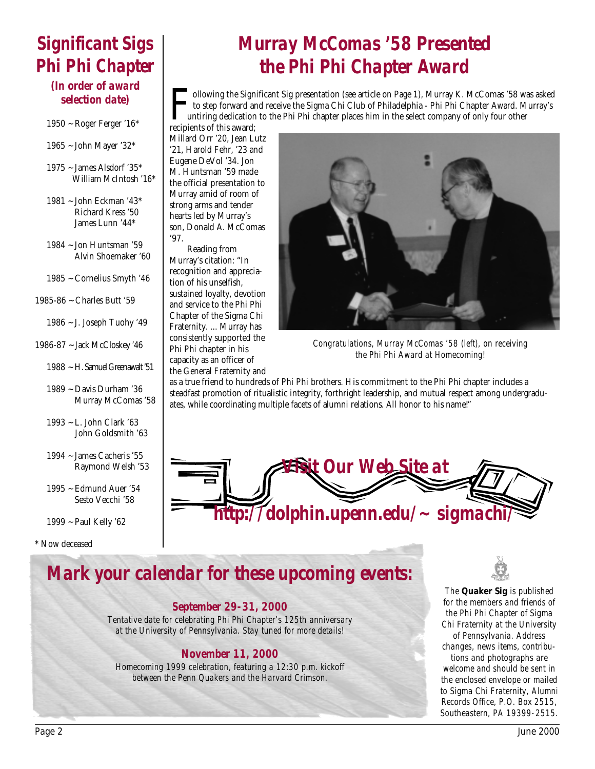## Significant Sigs Phi Phi Chapter

***(In order of award selection date)***

1950 ~ Roger Ferger '16*

1965 ~ John Mayer '32*

1975 ~ James Alsdorf '35*
William McIntosh '16*

1981 ~ John Eckman '43*
Richard Kress '50
James Lunn '44*

1984 ~ Jon Huntsman '59
Alvin Shoemaker '60

1985 ~ Cornelius Smyth '46

1985-86 ~ Charles Butt '59

1986 ~ J. Joseph Tuohy '49

1986-87 ~ Jack McCloskey '46

1988 ~ H. Samuel Greenawalt '51

1989 ~ Davis Durham '36
Murray McComas '58

1993 ~ L. John Clark '63
John Goldsmith '63

1994 ~ James Cacheris '55
Raymond Welsh '53

1995 ~ Edmund Auer '54
Sesto Vecchi '58

1999 ~ Paul Kelly '62

\* Now deceased

# Murray McComas '58 Presented the Phi Phi Chapter Award

Following the Significant Sig presentation (see article on Page 1), Murray K. McComas '58 was asked to step forward and receive the Sigma Chi Club of Philadelphia - Phi Phi Chapter Award. Murray's untiring dedication to the Phi Phi chapter places him in the select company of only four other recipients of this award; Millard Orr '20, Jean Lutz '21, Harold Fehr, '23 and Eugene DeVol '34. Jon M. Huntsman '59 made the official presentation to Murray amid of room of strong arms and tender hearts led by Murray's son, Donald A. McComas '97.

Reading from Murray's citation: "In recognition and appreciation of his unselfish, sustained loyalty, devotion and service to the Phi Phi Chapter of the Sigma Chi Fraternity. ... Murray has consistently supported the Phi Phi chapter in his capacity as an officer of the General Fraternity and as a true friend to hundreds of Phi Phi brothers. His commitment to the Phi Phi chapter includes a steadfast promotion of ritualistic integrity, forthright leadership, and mutual respect among undergraduates, while coordinating multiple facets of alumni relations. All honor to his name!"

*Congratulations, Murray McComas '58 (left), on receiving the Phi Phi Award at Homecoming!*

**Visit Our Web Site at**

**http://dolphin.upenn.edu/~sigmachi/**

## Mark your calendar for these upcoming events:

**September 29-31, 2000**

*Tentative date for celebrating Phi Phi Chapter's 125th anniversary at the University of Pennsylvania. Stay tuned for more details!*

**November 11, 2000**

*Homecoming 1999 celebration, featuring a 12:30 p.m. kickoff between the Penn Quakers and the Harvard Crimson.*

*The* ***Quaker Sig*** *is published for the members and friends of the Phi Phi Chapter of Sigma Chi Fraternity at the University of Pennsylvania. Address changes, news items, contributions and photographs are welcome and should be sent in the enclosed envelope or mailed to Sigma Chi Fraternity, Alumni Records Office, P.O. Box 2515, Southeastern, PA 19399-2515.*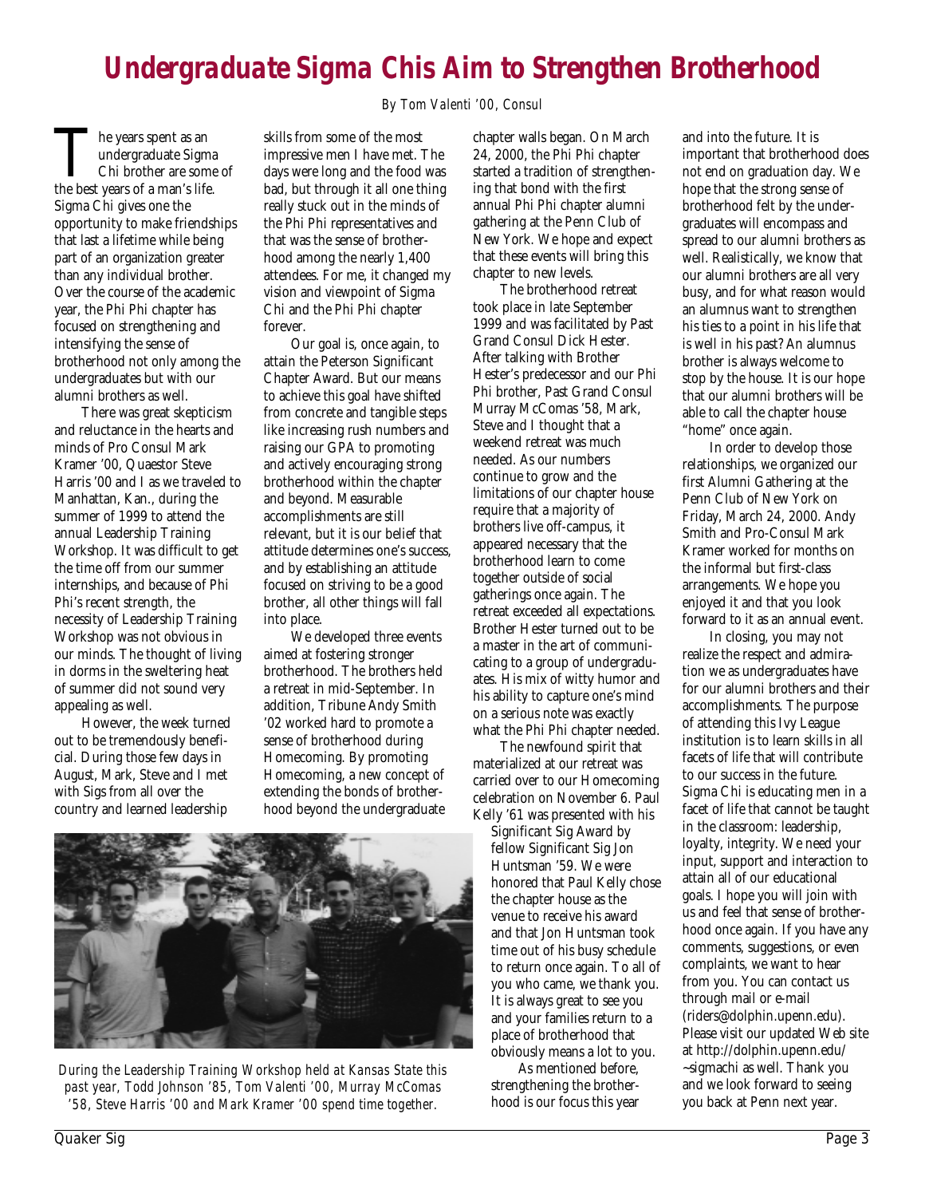# Undergraduate Sigma Chis Aim to Strengthen Brotherhood

*By Tom Valenti '00, Consul*

The years spent as an undergraduate Sigma Chi brother are some of the best years of a man's life. Sigma Chi gives one the opportunity to make friendships that last a lifetime while being part of an organization greater than any individual brother. Over the course of the academic year, the Phi Phi chapter has focused on strengthening and intensifying the sense of brotherhood not only among the undergraduates but with our alumni brothers as well.

There was great skepticism and reluctance in the hearts and minds of Pro Consul Mark Kramer '00, Quaestor Steve Harris '00 and I as we traveled to Manhattan, Kan., during the summer of 1999 to attend the annual Leadership Training Workshop. It was difficult to get the time off from our summer internships, and because of Phi Phi's recent strength, the necessity of Leadership Training Workshop was not obvious in our minds. The thought of living in dorms in the sweltering heat of summer did not sound very appealing as well.

However, the week turned out to be tremendously beneficial. During those few days in August, Mark, Steve and I met with Sigs from all over the country and learned leadership skills from some of the most impressive men I have met. The days were long and the food was bad, but through it all one thing really stuck out in the minds of the Phi Phi representatives and that was the sense of brotherhood among the nearly 1,400 attendees. For me, it changed my vision and viewpoint of Sigma Chi and the Phi Phi chapter forever.

Our goal is, once again, to attain the Peterson Significant Chapter Award. But our means to achieve this goal have shifted from concrete and tangible steps like increasing rush numbers and raising our GPA to promoting and actively encouraging strong brotherhood within the chapter and beyond. Measurable accomplishments are still relevant, but it is our belief that attitude determines one's success, and by establishing an attitude focused on striving to be a good brother, all other things will fall into place.

We developed three events aimed at fostering stronger brotherhood. The brothers held a retreat in mid-September. In addition, Tribune Andy Smith '02 worked hard to promote a sense of brotherhood during Homecoming. By promoting Homecoming, a new concept of extending the bonds of brotherhood beyond the undergraduate chapter walls began. On March 24, 2000, the Phi Phi chapter started a tradition of strengthening that bond with the first annual Phi Phi chapter alumni gathering at the Penn Club of New York. We hope and expect that these events will bring this chapter to new levels.

The brotherhood retreat took place in late September 1999 and was facilitated by Past Grand Consul Dick Hester. After talking with Brother Hester's predecessor and our Phi Phi brother, Past Grand Consul Murray McComas '58, Mark, Steve and I thought that a weekend retreat was much needed. As our numbers continue to grow and the limitations of our chapter house require that a majority of brothers live off-campus, it appeared necessary that the brotherhood learn to come together outside of social gatherings once again. The retreat exceeded all expectations. Brother Hester turned out to be a master in the art of communicating to a group of undergraduates. His mix of witty humor and his ability to capture one's mind on a serious note was exactly what the Phi Phi chapter needed.

The newfound spirit that materialized at our retreat was carried over to our Homecoming celebration on November 6. Paul Kelly '61 was presented with his Significant Sig Award by fellow Significant Sig Jon Huntsman '59. We were honored that Paul Kelly chose the chapter house as the venue to receive his award and that Jon Huntsman took time out of his busy schedule to return once again. To all of you who came, we thank you. It is always great to see you and your families return to a place of brotherhood that obviously means a lot to you.

*During the Leadership Training Workshop held at Kansas State this past year, Todd Johnson '85, Tom Valenti '00, Murray McComas '58, Steve Harris '00 and Mark Kramer '00 spend time together.*

As mentioned before, strengthening the brotherhood is our focus this year and into the future. It is important that brotherhood does not end on graduation day. We hope that the strong sense of brotherhood felt by the undergraduates will encompass and spread to our alumni brothers as well. Realistically, we know that our alumni brothers are all very busy, and for what reason would an alumnus want to strengthen his ties to a point in his life that is well in his past? An alumnus brother is always welcome to stop by the house. It is our hope that our alumni brothers will be able to call the chapter house "home" once again.

In order to develop those relationships, we organized our first Alumni Gathering at the Penn Club of New York on Friday, March 24, 2000. Andy Smith and Pro-Consul Mark Kramer worked for months on the informal but first-class arrangements. We hope you enjoyed it and that you look forward to it as an annual event.

In closing, you may not realize the respect and admiration we as undergraduates have for our alumni brothers and their accomplishments. The purpose of attending this Ivy League institution is to learn skills in all facets of life that will contribute to our success in the future. Sigma Chi is educating men in a facet of life that cannot be taught in the classroom: leadership, loyalty, integrity. We need your input, support and interaction to attain all of our educational goals. I hope you will join with us and feel that sense of brotherhood once again. If you have any comments, suggestions, or even complaints, we want to hear from you. You can contact us through mail or e-mail (riders@dolphin.upenn.edu). Please visit our updated Web site at http://dolphin.upenn.edu/~sigmachi as well. Thank you and we look forward to seeing you back at Penn next year.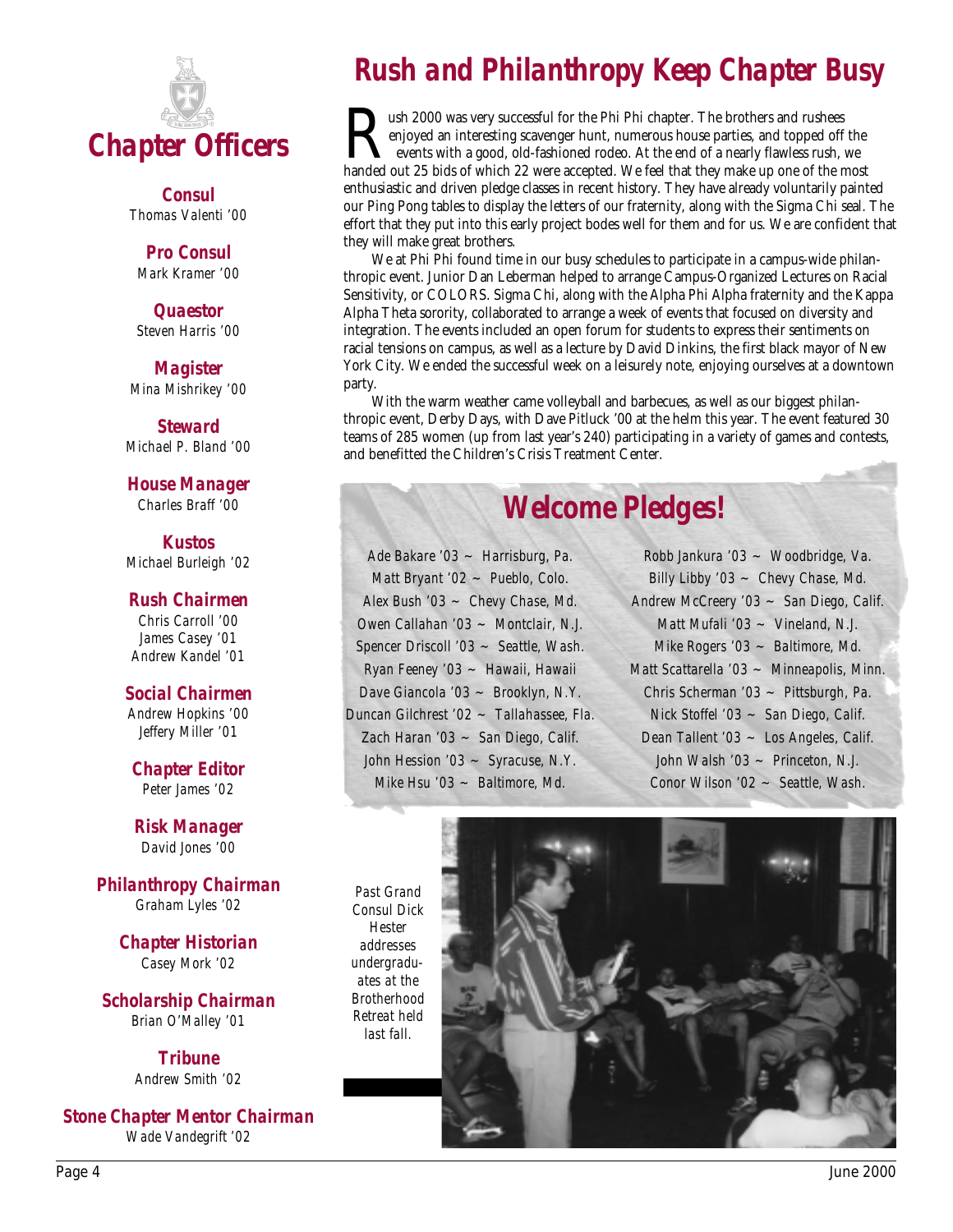## Chapter Officers

**Consul**
Thomas Valenti '00

**Pro Consul**
Mark Kramer '00

**Quaestor**
Steven Harris '00

**Magister**
Mina Mishrikey '00

**Steward**
Michael P. Bland '00

**House Manager**
Charles Braff '00

**Kustos**
Michael Burleigh '02

**Rush Chairmen**
Chris Carroll '00
James Casey '01
Andrew Kandel '01

**Social Chairmen**
Andrew Hopkins '00
Jeffery Miller '01

**Chapter Editor**
Peter James '02

**Risk Manager**
David Jones '00

**Philanthropy Chairman**
Graham Lyles '02

**Chapter Historian**
Casey Mork '02

**Scholarship Chairman**
Brian O'Malley '01

**Tribune**
Andrew Smith '02

**Stone Chapter Mentor Chairman**
Wade Vandegrift '02

# Rush and Philanthropy Keep Chapter Busy

Rush 2000 was very successful for the Phi Phi chapter. The brothers and rushees enjoyed an interesting scavenger hunt, numerous house parties, and topped off the events with a good, old-fashioned rodeo. At the end of a nearly flawless rush, we handed out 25 bids of which 22 were accepted. We feel that they make up one of the most enthusiastic and driven pledge classes in recent history. They have already voluntarily painted our Ping Pong tables to display the letters of our fraternity, along with the Sigma Chi seal. The effort that they put into this early project bodes well for them and for us. We are confident that they will make great brothers.

We at Phi Phi found time in our busy schedules to participate in a campus-wide philanthropic event. Junior Dan Leberman helped to arrange Campus-Organized Lectures on Racial Sensitivity, or COLORS. Sigma Chi, along with the Alpha Phi Alpha fraternity and the Kappa Alpha Theta sorority, collaborated to arrange a week of events that focused on diversity and integration. The events included an open forum for students to express their sentiments on racial tensions on campus, as well as a lecture by David Dinkins, the first black mayor of New York City. We ended the successful week on a leisurely note, enjoying ourselves at a downtown party.

With the warm weather came volleyball and barbecues, as well as our biggest philanthropic event, Derby Days, with Dave Pitluck '00 at the helm this year. The event featured 30 teams of 285 women (up from last year's 240) participating in a variety of games and contests, and benefitted the Children's Crisis Treatment Center.

## Welcome Pledges!

Ade Bakare '03 ~ Harrisburg, Pa.
Matt Bryant '02 ~ Pueblo, Colo.
Alex Bush '03 ~ Chevy Chase, Md.
Owen Callahan '03 ~ Montclair, N.J.
Spencer Driscoll '03 ~ Seattle, Wash.
Ryan Feeney '03 ~ Hawaii, Hawaii
Dave Giancola '03 ~ Brooklyn, N.Y.
Duncan Gilchrest '02 ~ Tallahassee, Fla.
Zach Haran '03 ~ San Diego, Calif.
John Hession '03 ~ Syracuse, N.Y.
Mike Hsu '03 ~ Baltimore, Md.
Robb Jankura '03 ~ Woodbridge, Va.
Billy Libby '03 ~ Chevy Chase, Md.
Andrew McCreery '03 ~ San Diego, Calif.
Matt Mufali '03 ~ Vineland, N.J.
Mike Rogers '03 ~ Baltimore, Md.
Matt Scattarella '03 ~ Minneapolis, Minn.
Chris Scherman '03 ~ Pittsburgh, Pa.
Nick Stoffel '03 ~ San Diego, Calif.
Dean Tallent '03 ~ Los Angeles, Calif.
John Walsh '03 ~ Princeton, N.J.
Conor Wilson '02 ~ Seattle, Wash.

*Past Grand Consul Dick Hester addresses undergraduates at the Brotherhood Retreat held last fall.*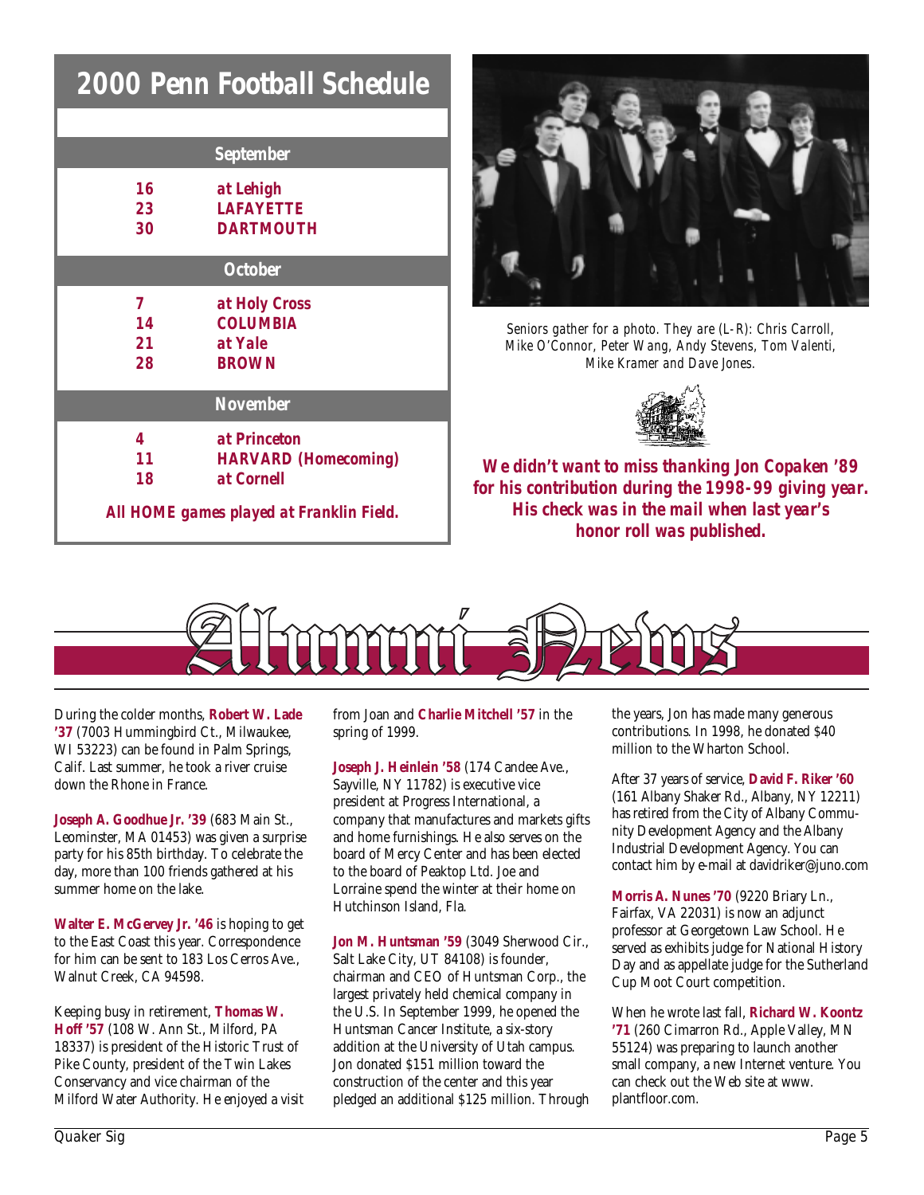## 2000 Penn Football Schedule

| | |
|---|---|
| **September** | |
| 16 | at Lehigh |
| 23 | LAFAYETTE |
| 30 | DARTMOUTH |
| **October** | |
| 7 | at Holy Cross |
| 14 | COLUMBIA |
| 21 | at Yale |
| 28 | BROWN |
| **November** | |
| 4 | at Princeton |
| 11 | HARVARD (Homecoming) |
| 18 | at Cornell |

*All HOME games played at Franklin Field.*

*Seniors gather for a photo. They are (L-R): Chris Carroll, Mike O'Connor, Peter Wang, Andy Stevens, Tom Valenti, Mike Kramer and Dave Jones.*

***We didn't want to miss thanking Jon Copaken '89 for his contribution during the 1998-99 giving year. His check was in the mail when last year's honor roll was published.***

# Alumni News

During the colder months, **Robert W. Lade '37** (7003 Hummingbird Ct., Milwaukee, WI 53223) can be found in Palm Springs, Calif. Last summer, he took a river cruise down the Rhone in France.

**Joseph A. Goodhue Jr. '39** (683 Main St., Leominster, MA 01453) was given a surprise party for his 85th birthday. To celebrate the day, more than 100 friends gathered at his summer home on the lake.

**Walter E. McGervey Jr. '46** is hoping to get to the East Coast this year. Correspondence for him can be sent to 183 Los Cerros Ave., Walnut Creek, CA 94598.

Keeping busy in retirement, **Thomas W. Hoff '57** (108 W. Ann St., Milford, PA 18337) is president of the Historic Trust of Pike County, president of the Twin Lakes Conservancy and vice chairman of the Milford Water Authority. He enjoyed a visit from Joan and **Charlie Mitchell '57** in the spring of 1999.

**Joseph J. Heinlein '58** (174 Candee Ave., Sayville, NY 11782) is executive vice president at Progress International, a company that manufactures and markets gifts and home furnishings. He also serves on the board of Mercy Center and has been elected to the board of Peaktop Ltd. Joe and Lorraine spend the winter at their home on Hutchinson Island, Fla.

**Jon M. Huntsman '59** (3049 Sherwood Cir., Salt Lake City, UT 84108) is founder, chairman and CEO of Huntsman Corp., the largest privately held chemical company in the U.S. In September 1999, he opened the Huntsman Cancer Institute, a six-story addition at the University of Utah campus. Jon donated $151 million toward the construction of the center and this year pledged an additional $125 million. Through the years, Jon has made many generous contributions. In 1998, he donated $40 million to the Wharton School.

After 37 years of service, **David F. Riker '60** (161 Albany Shaker Rd., Albany, NY 12211) has retired from the City of Albany Community Development Agency and the Albany Industrial Development Agency. You can contact him by e-mail at davidriker@juno.com

**Morris A. Nunes '70** (9220 Briary Ln., Fairfax, VA 22031) is now an adjunct professor at Georgetown Law School. He served as exhibits judge for National History Day and as appellate judge for the Sutherland Cup Moot Court competition.

When he wrote last fall, **Richard W. Koontz '71** (260 Cimarron Rd., Apple Valley, MN 55124) was preparing to launch another small company, a new Internet venture. You can check out the Web site at www.plantfloor.com.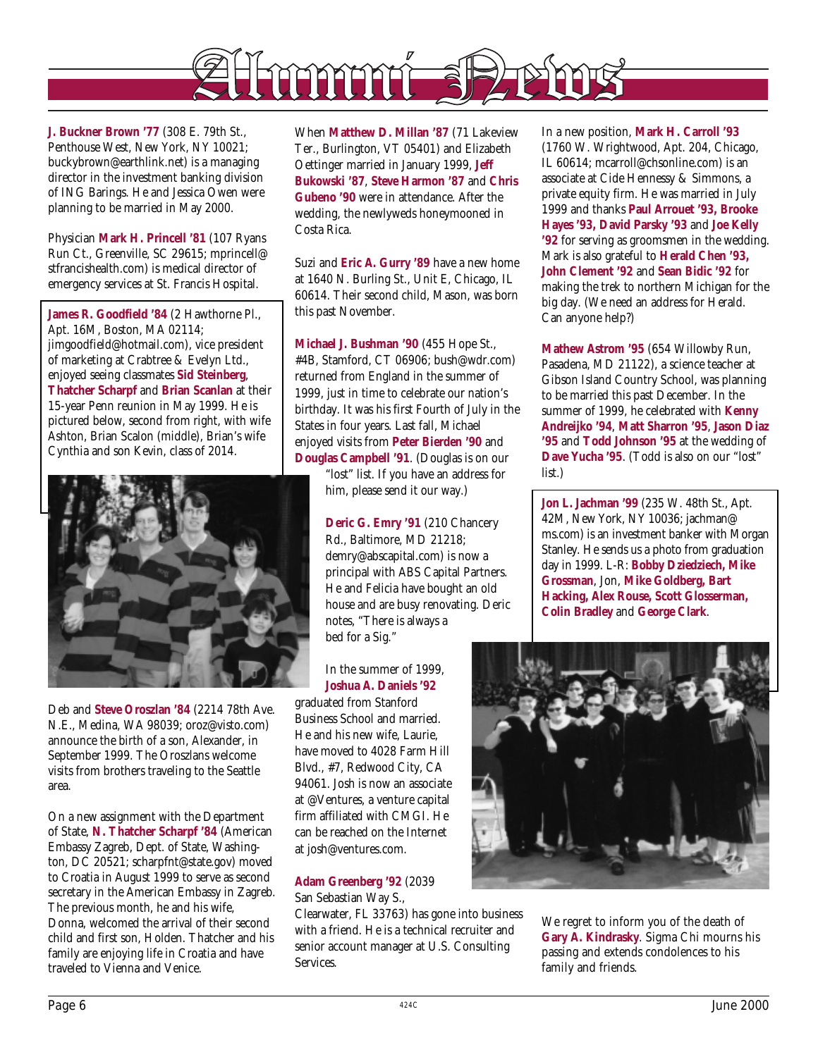# Alumni News

**J. Buckner Brown '77** (308 E. 79th St., Penthouse West, New York, NY 10021; buckybrown@earthlink.net) is a managing director in the investment banking division of ING Barings. He and Jessica Owen were planning to be married in May 2000.

Physician **Mark H. Princell '81** (107 Ryans Run Ct., Greenville, SC 29615; mprincell@stfrancishealth.com) is medical director of emergency services at St. Francis Hospital.

**James R. Goodfield '84** (2 Hawthorne Pl., Apt. 16M, Boston, MA 02114; jimgoodfield@hotmail.com), vice president of marketing at Crabtree & Evelyn Ltd., enjoyed seeing classmates **Sid Steinberg**, **Thatcher Scharpf** and **Brian Scanlan** at their 15-year Penn reunion in May 1999. He is pictured below, second from right, with wife Ashton, Brian Scalon (middle), Brian's wife Cynthia and son Kevin, class of 2014.

Deb and **Steve Oroszlan '84** (2214 78th Ave. N.E., Medina, WA 98039; oroz@visto.com) announce the birth of a son, Alexander, in September 1999. The Oroszlans welcome visits from brothers traveling to the Seattle area.

On a new assignment with the Department of State, **N. Thatcher Scharpf '84** (American Embassy Zagreb, Dept. of State, Washington, DC 20521; scharpfnt@state.gov) moved to Croatia in August 1999 to serve as second secretary in the American Embassy in Zagreb. The previous month, he and his wife, Donna, welcomed the arrival of their second child and first son, Holden. Thatcher and his family are enjoying life in Croatia and have traveled to Vienna and Venice.

When **Matthew D. Millan '87** (71 Lakeview Ter., Burlington, VT 05401) and Elizabeth Oettinger married in January 1999, **Jeff Bukowski '87**, **Steve Harmon '87** and **Chris Gubeno '90** were in attendance. After the wedding, the newlyweds honeymooned in Costa Rica.

Suzi and **Eric A. Gurry '89** have a new home at 1640 N. Burling St., Unit E, Chicago, IL 60614. Their second child, Mason, was born this past November.

**Michael J. Bushman '90** (455 Hope St., #4B, Stamford, CT 06906; bush@wdr.com) returned from England in the summer of 1999, just in time to celebrate our nation's birthday. It was his first Fourth of July in the States in four years. Last fall, Michael enjoyed visits from **Peter Bierden '90** and **Douglas Campbell '91**. (Douglas is on our "lost" list. If you have an address for him, please send it our way.)

**Deric G. Emry '91** (210 Chancery Rd., Baltimore, MD 21218; demry@abscapital.com) is now a principal with ABS Capital Partners. He and Felicia have bought an old house and are busy renovating. Deric notes, "There is always a bed for a Sig."

In the summer of 1999, **Joshua A. Daniels '92** graduated from Stanford Business School and married. He and his new wife, Laurie, have moved to 4028 Farm Hill Blvd., #7, Redwood City, CA 94061. Josh is now an associate at @Ventures, a venture capital firm affiliated with CMGI. He can be reached on the Internet at josh@ventures.com.

**Adam Greenberg '92** (2039 San Sebastian Way S., Clearwater, FL 33763) has gone into business with a friend. He is a technical recruiter and senior account manager at U.S. Consulting Services.

In a new position, **Mark H. Carroll '93** (1760 W. Wrightwood, Apt. 204, Chicago, IL 60614; mcarroll@chsonline.com) is an associate at Cide Hennessy & Simmons, a private equity firm. He was married in July 1999 and thanks **Paul Arrouet '93, Brooke Hayes '93, David Parsky '93** and **Joe Kelly '92** for serving as groomsmen in the wedding. Mark is also grateful to **Herald Chen '93, John Clement '92** and **Sean Bidic '92** for making the trek to northern Michigan for the big day. (We need an address for Herald. Can anyone help?)

**Mathew Astrom '95** (654 Willowby Run, Pasadena, MD 21122), a science teacher at Gibson Island Country School, was planning to be married this past December. In the summer of 1999, he celebrated with **Kenny Andreijko '94**, **Matt Sharron '95**, **Jason Diaz '95** and **Todd Johnson '95** at the wedding of **Dave Yucha '95**. (Todd is also on our "lost" list.)

**Jon L. Jachman '99** (235 W. 48th St., Apt. 42M, New York, NY 10036; jachman@ms.com) is an investment banker with Morgan Stanley. He sends us a photo from graduation day in 1999. L-R: **Bobby Dziedziech, Mike Grossman**, Jon, **Mike Goldberg, Bart Hacking, Alex Rouse, Scott Glosserman, Colin Bradley** and **George Clark**.

We regret to inform you of the death of **Gary A. Kindrasky**. Sigma Chi mourns his passing and extends condolences to his family and friends.